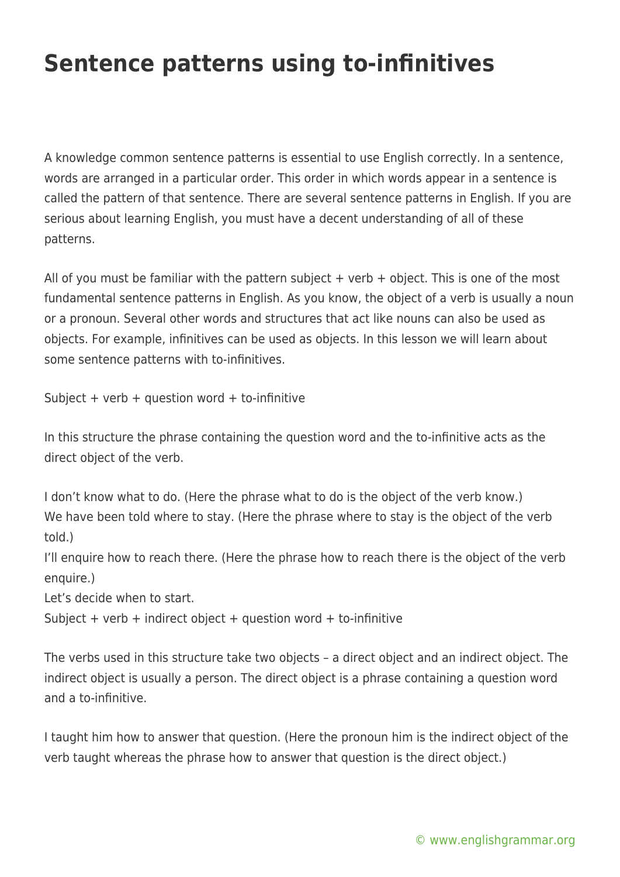# Sentence patterns using to-infinitives

A knowledge common sentence patterns is essential to use English correctly. In a sentence, words are arranged in a particular order. This order in which words appear in a sentence is called the pattern of that sentence. There are several sentence patterns in English. If you are serious about learning English, you must have a decent understanding of all of these patterns.

All of you must be familiar with the pattern subject + verb + object. This is one of the most fundamental sentence patterns in English. As you know, the object of a verb is usually a noun or a pronoun. Several other words and structures that act like nouns can also be used as objects. For example, infinitives can be used as objects. In this lesson we will learn about some sentence patterns with to-infinitives.

Subject + verb + question word + to-infinitive

In this structure the phrase containing the question word and the to-infinitive acts as the direct object of the verb.

I don't know what to do. (Here the phrase what to do is the object of the verb know.)
We have been told where to stay. (Here the phrase where to stay is the object of the verb told.)
I'll enquire how to reach there. (Here the phrase how to reach there is the object of the verb enquire.)
Let's decide when to start.
Subject + verb + indirect object + question word + to-infinitive

The verbs used in this structure take two objects – a direct object and an indirect object. The indirect object is usually a person. The direct object is a phrase containing a question word and a to-infinitive.

I taught him how to answer that question. (Here the pronoun him is the indirect object of the verb taught whereas the phrase how to answer that question is the direct object.)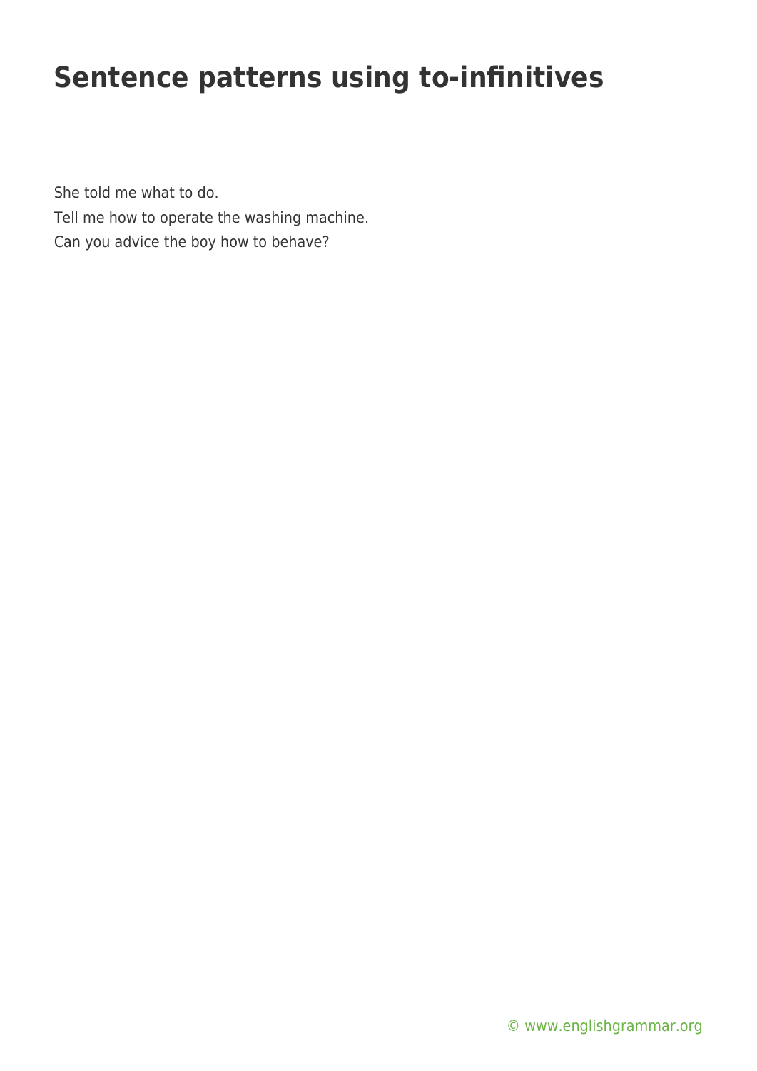# Sentence patterns using to-infinitives

She told me what to do.

Tell me how to operate the washing machine.

Can you advice the boy how to behave?